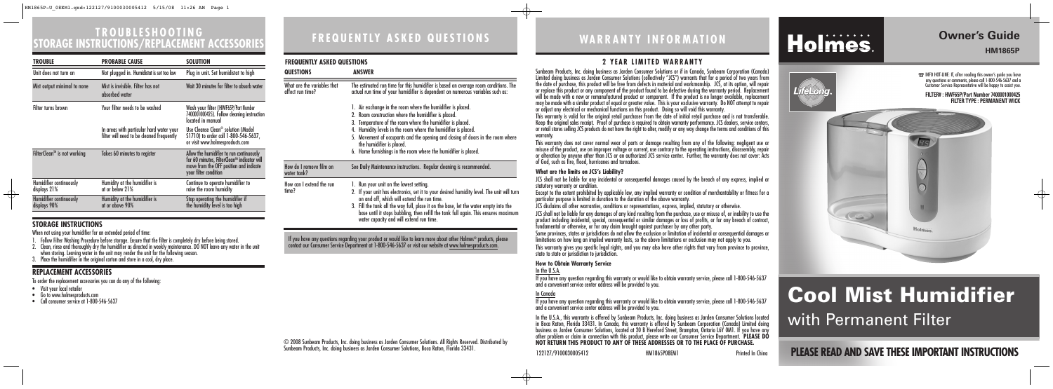# TROUBLESHOOTING STORAGE INSTRUCTIONS/REPLACEMENT ACCESSORIES

| TROUBLE | PROBABLE CAUSE | SOLUTION |
|---|---|---|
| Unit does not turn on | Not plugged in. Humidistat is set too low | Plug in unit. Set humidistat to high |
| Mist output minimal to none | Mist is invisible. Filter has not absorbed water | Wait 30 minutes for filter to absorb water |
| Filter turns brown | Your filter needs to be washed | Wash your filter (HWF65P/Part Number 7400001000425). Follow cleaning instruction located in manual |
| | In areas with particular hard water your filter will need to be cleaned frequently | Use Cleanse Clean® solution (Model S1710) to order call 1-800-546-5637, or visit www.holmesproducts.com |
| FilterClean® is not working | Takes 60 minutes to register | Allow the humidifier to run continuously for 60 minutes, FilterClean® indicator will move from the OFF position and indicate your filter condition |
| Humidifier continuously displays 21% | Humidity at the humidifier is at or below 21% | Continue to operate humidifier to raise the room humidity |
| Humidifier continuously displays 90% | Humidity at the humidifier is at or above 90% | Stop operating the humidifier if the humidity level is too high |

## STORAGE INSTRUCTIONS

When not using your humidifier for an extended period of time:

1. Follow Filter Washing Procedure before storage. Ensure that the filter is completely dry before being stored.
2. Clean, rinse and thoroughly dry the humidifier as directed in weekly maintenance. DO NOT leave any water in the unit when storing. Leaving water in the unit may render the unit for the following season.
3. Place the humidifier in the original carton and store in a cool, dry place.

## REPLACEMENT ACCESSORIES

To order the replacement accessories you can do any of the following:

- Visit your local retailer
- Go to www.holmesproducts.com
- Call consumer service at 1-800-546-5637

# FREQUENTLY ASKED QUESTIONS

| QUESTIONS | ANSWER |
|---|---|
| What are the variables that affect run time? | The estimated run time for this humidifier is based on average room conditions. The actual run time of your humidifier is dependent on numerous variables such as: 1. Air exchange in the room where the humidifier is placed. 2. Room construction where the humidifier is placed. 3. Temperature of the room where the humidifier is placed. 4. Humidity levels in the room where the humidifier is placed. 5. Movement of occupants and the opening and closing of doors in the room where the humidifier is placed. 6. Home furnishings in the room where the humidifier is placed. |
| How do I remove film on water tank? | See Daily Maintenance instructions. Regular cleaning is recommended. |
| How can I extend the run time? | 1. Run your unit on the lowest setting. 2. If your unit has electronics, set it to your desired humidity level. The unit will turn on and off, which will extend the run time. 3. Fill the tank all the way full, place it on the base, let the water empty into the base until it stops bubbling, then refill the tank full again. This ensures maximum water capacity and will extend run time. |

If you have any questions regarding your product or would like to learn more about other Holmes® products, please contact our Consumer Service Department at 1-800-546-5637 or visit our website at www.holmesproducts.com.

© 2008 Sunbeam Products, Inc. doing business as Jarden Consumer Solutions. All Rights Reserved. Distributed by Sunbeam Products, Inc. doing business as Jarden Consumer Solutions, Boca Raton, Florida 33431.

# WARRANTY INFORMATION

## 2 YEAR LIMITED WARRANTY

Sunbeam Products, Inc. doing business as Jarden Consumer Solutions or if in Canada, Sunbeam Corporation (Canada) Limited doing business as Jarden Consumer Solutions (collectively "JCS") warrants that for a period of two years from the date of purchase, this product will be free from defects in material and workmanship. JCS, at its option, will repair or replace this product or any component of the product found to be defective during the warranty period. Replacement will be made with a new or remanufactured product or component. If the product is no longer available, replacement may be made with a similar product of equal or greater value. This is your exclusive warranty. Do NOT attempt to repair or adjust any electrical or mechanical functions on this product. Doing so will void this warranty.

This warranty is valid for the original retail purchaser from the date of initial retail purchase and is not transferable. Keep the original sales receipt. Proof of purchase is required to obtain warranty performance. JCS dealers, service centers, or retail stores selling JCS products do not have the right to alter, modify or any way change the terms and conditions of this warranty.

This warranty does not cover normal wear of parts or damage resulting from any of the following: negligent use or misuse of the product, use on improper voltage or current, use contrary to the operating instructions, disassembly, repair or alteration by anyone other than JCS or an authorized JCS service center. Further, the warranty does not cover: Acts of God, such as fire, flood, hurricanes and tornadoes.

### What are the limits on JCS's Liability?

JCS shall not be liable for any incidental or consequential damages caused by the breach of any express, implied or statutory warranty or condition.

Except to the extent prohibited by applicable law, any implied warranty or condition of merchantability or fitness for a particular purpose is limited in duration to the duration of the above warranty.

JCS disclaims all other warranties, conditions or representations, express, implied, statutory or otherwise.

JCS shall not be liable for any damages of any kind resulting from the purchase, use or misuse of, or inability to use the product including incidental, special, consequential or similar damages or loss of profits, or for any breach of contract, fundamental or otherwise, or for any claim brought against purchaser by any other party.

Some provinces, states or jurisdictions do not allow the exclusion or limitation of incidental or consequential damages or limitations on how long an implied warranty lasts, so the above limitations or exclusion may not apply to you.

This warranty gives you specific legal rights, and you may also have other rights that vary from province to province, state to state or jurisdiction to jurisdiction.

### How to Obtain Warranty Service

In the U.S.A.

If you have any question regarding this warranty or would like to obtain warranty service, please call 1-800-546-5637 and a convenient service center address will be provided to you.

In Canada

If you have any question regarding this warranty or would like to obtain warranty service, please call 1-800-546-5637 and a convenient service center address will be provided to you.

In the U.S.A., this warranty is offered by Sunbeam Products, Inc. doing business as Jarden Consumer Solutions located in Boca Raton, Florida 33431. In Canada, this warranty is offered by Sunbeam Corporation (Canada) Limited doing business as Jarden Consumer Solutions, located at 20 B Hereford Street, Brampton, Ontario L6Y 0M1. If you have any other problem or claim in connection with this product, please write our Consumer Service Department. **PLEASE DO NOT RETURN THIS PRODUCT TO ANY OF THESE ADDRESSES OR TO THE PLACE OF PURCHASE.**

122127/9100030005412 HM1865P08EM1 Printed In China

# Holmes.

## Owner's Guide

**HM1865P**

LifeLong.

☎ INFO HOT-LINE: If, after reading this owner's guide you have any questions or comments, please call 1-800-546-5637 and a Customer Service Representative will be happy to assist you.

**FILTER#: HWF65P/Part Number 7400001000425**
**FILTER TYPE: PERMANENT WICK**

# Cool Mist Humidifier

with Permanent Filter

**PLEASE READ AND SAVE THESE IMPORTANT INSTRUCTIONS**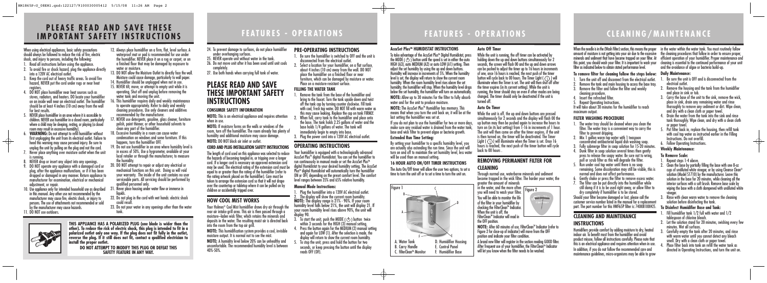# PLEASE READ AND SAVE THESE IMPORTANT SAFETY INSTRUCTIONS

When using electrical appliances, basic safety precautions should always be followed to reduce the risk of fire, electric shock, and injury to persons, including the following:

1. Read all instructions before using the appliance.
2. To avoid fire or shock hazard, plug the appliance directly into a 120V AC electrical outlet.
3. Keep the cord out of heavy traffic areas. To avoid fire hazard, NEVER put the cord under rugs or near heat registers.
4. DO NOT place humidifier near heat sources such as stoves, radiators, and heaters. DO locate your humidifier on an inside wall near an electrical outlet. The humidifier should be at least 4 inches (10 cm) away from the wall for best results.
5. NEVER place humidifier in an area where it is accessible to children. NEVER use humidifier in a closed room, particularly where a child may be sleeping, resting, or playing (a closed room may result in excessive humidity).
6. **WARNING:** Do not attempt to refill humidifier without first unplugging the unit from its electrical outlet. Failure to heed this warning may cause personal injury. Be sure to unplug the unit by pulling on the plug and not the cord.
7. Never place anything over moisture outlet when the unit is running.
8. NEVER drop or insert any object into any openings.
9. DO NOT operate any appliance with a damaged cord or plug, after the appliance malfunctions, or if it has been dropped or damaged in any manner. Return appliance to manufacturer for examination, electrical or mechanical adjustment, or repair.
10. Use appliance only for intended household use as described in this manual. Any other use not recommended by the manufacturer may cause fire, electric shock, or injury to persons. The use of attachments not recommended or sold by the manufacturer may cause hazards.
11. DO NOT use outdoors.
12. Always place humidifier on a firm, flat, level surface. A waterproof mat or pad is recommended for use under the humidifier. NEVER place it on a rug or carpet, or on a finished floor that may be damaged by exposure to water or moisture.
13. DO NOT allow the Moisture Outlet to directly face the wall. Moisture could cause damage, particularly to wall paper.
14. Humidifier should be unplugged when not in use.
15. NEVER tilt, move, or attempt to empty unit while it is operating. Shut off and unplug before removing the water tank and moving the unit.
16. This humidifier requires daily and weekly maintenance to operate appropriately. Refer to daily and weekly cleaning procedures. Use only cleaners and additives recommended by the manufacturer.
17. NEVER use detergents, gasoline, glass cleaner, furniture polish, paint thinner, or other household solvents to clean any part of the humidifier.
18. Excessive humidity in a room can cause water condensation on windows and some furniture. If this happens, turn the humidifier OFF.
19. Do not use humidifier in an area where humidity level is in excess of 50%. Use a hygrometer, available at your local retailer or through the manufacturer, to measure the humidity.
20. DO NOT attempt to repair or adjust any electrical or mechanical functions on this unit. Doing so will void your warranty. The inside of the unit contains no user serviceable parts. All servicing should be performed by qualified personnel only.
21. Never place housing under water flow or immerse in liquids.
22. Do not plug in the cord with wet hands: electric shock could result.
23. Do not pour water in any openings other than the water tank.

**THIS APPLIANCE HAS A POLARIZED PLUG (one blade is wider than the other). To reduce the risk of electric shock, this plug is intended to fit in a polarized outlet only one way. If the plug does not fit fully in the outlet, reverse the plug. If it still does not fit, contact a qualified electrician to install the proper outlet.**

**DO NOT ATTEMPT TO MODIFY THIS PLUG OR DEFEAT THIS SAFETY FEATURE IN ANY WAY.**

# FEATURES - OPERATIONS

24. To prevent damage to surfaces, do not place humidifier under overhanging surfaces.
25. NEVER operate unit without water in the tank.
26. Do not move unit after it has been used until unit cools completely.
27. Use both hands when carrying full tank of water.

## PLEASE READ AND SAVE THESE IMPORTANT SAFETY INSTRUCTIONS

### CONSUMER SAFETY INFORMATION

**NOTE:** This is an electrical appliance and requires attention when in use.

**NOTE:** If moisture forms on the walls or windows of the room, turn off the humidifier. The room already has plenty of humidity and additional moisture may cause damage.

**NOTE:** DO NOT block air inlet or outlet.

### CORD AND PLUG INSTALLATION SAFETY INSTRUCTIONS

The length of cord used on this appliance was selected to reduce the hazards of becoming tangled in, or tripping over a longer cord. If a longer cord is necessary an approved extension cord may be used. The electrical rating of the extension cord must be equal to or greater than the rating of the humidifier (refer to the rating artwork placed on the humidifier). Care must be taken to arrange the extension cord so that it will not drape over the countertop or tabletop where it can be pulled on by children or accidentally tripped over.

## HOW COOL MIST WORKS

Your Holmes® Cool Mist humidifier draws dry air through the rear air intake grill area. This air is then passed through a moisture-laden wick filter, which retains the minerals and deposits in the water. The resulting moist air is directed back into the room from the top air grill.

**NOTE:** This humidification system provides a cool, invisible moisture output. It is normal not to see the mist.

**NOTE:** A humidity level below 20% can be unhealthy and uncomfortable. The recommended humidity level is between 40%-50%.

## PRE-OPERATING INSTRUCTIONS

1. Be sure the humidifier is switched to OFF and the unit is disconnected from the electrical outlet.
2. Select a location for your humidifier, on a flat surface, about 4 inches (10 cm) away from the wall. DO NOT place the humidifier on a finished floor or near furniture, which can be damaged by moisture or water. Place on a moisture-resistant surface.

### FILLING THE WATER TANK

1. Remove the tank from the base of the humidifier and bring to the faucet. Turn the tank upside down and twist off the tank cap by turning counter clockwise. Fill tank with cool, fresh tap water. DO NOT fill with warm water as this may cause leaking. Replace the cap on tank FIRMLY.
2. When full, carry tank to the humidifier and place onto the base. The tank holds 2.25 gallons of water and the base holds 1/4 gallons of water. The tank will immediately begin to empty into base.
3. Plug the power cord into a 120V AC electrical outlet.

## OPERATING INSTRUCTIONS

Your humidifier is equipped with a technologically advanced AccuSet Plus™ digital Humidistat. You can set the humidifier to run continuously in manual mode or set the AccuSet Plus™ digital Humidistat to your desired humidity setting. The AccuSet Plus™ digital Humidistat will automatically turn the humidifier ON or OFF, depending on the preset comfort level. The comfort level ranges between 35% and 65% relative humidity.

### Manual Mode Instructions:

1. Plug the humidifier into a 120V AC electrical outlet.
2. The display will show the current room humidity. **NOTE:** The display range is 21% - 90%. If your room humidity level falls below 21%, the unit will display 21. If your room humidity level rises above 90%, the unit will display 90.
3. To start the unit, push the MODE (⏻) button twice within 3 seconds for the HIGH (3) manual setting.
4. Press the button again for the MEDIUM (2) manual setting and again for LOW (1). After the selection is made, the display will return to show the current room humidity.
5. To stop the unit, press and hold the button for two seconds, or keep pressing the button until the display reads OFF (OF).

### AccuSet Plus™ HUMIDISTAT INSTRUCTIONS

To take advantage of the AccuSet Plus™ Digital Humidistat, press the MODE (⏻) button until the speed is set in either the auto HIGH (A3), auto MEDIUM (A2) or auto LOW (A1) setting. Then adjust the set humidity by using the up and down buttons. Humidity will increase in increments of 5%. When the humidity level is set, the display will return to show the current room humidity. When the room humidity level rises above the set humidity, the humidifier will stop. When the humidity level drops below the set humidity, the humidifier will turn on automatically.

**NOTE:** Allow up to 30 minutes for the filter to fully absorb water and for the unit to produce moisture.

**NOTE:** The AccuSet Plus™ Humidifier has memory. This means that when you turn the unit back on, it will be at the last setting the humidifier was set at.

If you do not plan to use the humidifier for two or more days, make sure any residual water is drained from the water tank, base and wick filter to prevent algae or bacteria growth.

### Extended Run Time Setting:

By setting your humidifier to a specific humidity level, you are actually also extending the run time. Since the unit will turn on and off to maintain the set humidity level, less water will be used than on manual setting.

### 16 HOUR AUTO ON/OFF TIMER INSTRUCTIONS

The Auto On/Off timer will allow the user two options, to set a time to turn the unit off or to set a time to turn the unit on.

Figure 1

A. Water Tank
B. Carry Handle
C. FilterClean™ Monitor
D. Humidifier Housing
E. Control Panel
F. Humidifier Base

# FEATURES - OPERATIONS

### Auto Off Timer

While the unit is running, the off timer can be activated by holding down the up and down buttons simultaneously for 2 seconds, the screen will flash 00 and the up and down arrows can be pushed to adjust the timer up to 16 hours in increments of one, one 16 hours is reached, the next push of the timer button will cycle back to 00 hours. The Timer Light (🕓) will illuminate when the Timer is set. The unit will then shut off after the timer expires (in its current setting). While the unit is running the timer should stay on even if either modes are being changed. The timer should only be deactivated if the unit is turned off.

### Auto On Timer

While the unit is off, the up and down buttons are pressed simultaneously for 2 seconds and the display will flash 00 the up button may then be pushed again to increase the hours to turn on (in its last setting) from 1-16 in increments of 1 hour. The unit will then come on after the timer expires, if the unit is then turned on, the timer will be deactivated. The Timer Light (🕓) will illuminate when the Timer is set. Once 16 hours is reached, the next push of the timer button will cycle back to 00 hours .

## REMOVING PERMANENT FILTER FOR CLEANING

Through normal use, waterborne minerals and sediment become trapped in the wick filter. The harder your water, the greater the amount of minerals in the water, and the more often you will need to wash your filter. You will be able to monitor the life of the filter in your humidifier by checking the FilterClean™ Indicator. When the unit is off, the FilterClean™ Indicator will read in the OFF position.

Figure 2

**NOTE:** After 60 minutes of use, FilterClean™ Indicator (refer to Figure 2 for close-up of indicator) will move from the OFF position and indicate your filter condition.

A brand new filter will register in the section reading GOOD filter. After frequent use of your humidifier, the FilterClean™ Indicator will let you know when the filter needs to be washed.

## CLEANING AND MAINTENANCE INSTRUCTIONS

Humidifiers provide comfort by adding moisture to dry, heated indoor air. To benefit most from the humidifier and avoid product misuse, follow all instructions carefully. Please note that this is an electrical appliance and requires attention when in use. In addition, if you do not follow the recommended care and maintenance guidelines, micro-organisms may be able to grow

# CLEANING/MAINTENANCE

When the needle is in the (Wash Filter) section, this means the proper amount of moisture is not getting into your air due to the excessive minerals and sediment that have become trapped on your filter. At this point, you should wash your filter. It is important to wash your filter as indicated below to obtain stated performance level.

### To remove filter for cleaning follow the steps below:

1. Turn the unit off and disconnect from the electrical outlet.
2. Remove the tank and main housing to access the base tray.
3. Remove the filter and follow the filter and weekly cleaning procedure.
4. Insert the refreshed filter.
5. Repeat Operating Instructions.

It will take about 30 minutes for the humidifier to reach maximum output.

### FILTER WASHING PROCEDURE

1. The water tray should be cleaned when you clean the filter. The water tray is a convenient way to carry the filter to prevent dripping.
2. Mix 1 gallon warm tap water with 1 teaspoon concentrated antibacterial liquid dish washing soap.
3. Fully submerge filter in soap solution for 15-20 minutes.
4. Dunk filter in soap solution several times then gently press to release the soapy water. Be sure not to wring, pull or scrub filter as this will degrade the filter.
5. Run under cool tap water until there is no soap remaining. Some discoloration may still be visible, this is normal and does not affect performance.
6. Gently shake or press the filter to remove excess water.
7. The filter can be put directly into the humidifier while still damp if it is to be used right away, or allow filter to dry completely if humidifier is to be stored.

Should your filter become damaged or lost, please call the customer service number listed in the manual for a replacement part. The part number for this HWF65P filter is: 740000100425.

in the water within the water tank. You must routinely follow the cleaning procedures that follow in order to ensure proper, efficient operation of your humidifier. Proper maintenance and cleaning is essential to the continued performance of your unit and the avoidance of algae or bacteria build-up.

### Daily Maintenance:

1. Be sure the unit is OFF and is disconnected from the electrical outlet.
2. Remove the housing and the tank from the humidifier and place in sink or tub.
3. Carry the base of the unit to the sink, remove the wick, place in sink, drain any remaining water and rinse thoroughly to remove any sediment or dirt. Wipe clean, and dry with a clean cloth or paper towel.
4. Drain the water from the tank into the sink and rinse tank thoroughly. Wipe clean, and dry with a clean cloth or paper towel.
5. Put filter back in, replace the housing, then refill tank with cool tap water as instructed earlier in the Filling Instructions. Do not overfill.
6. Follow Operating Instructions.

### Weekly Maintenance:

#### To Remove Scale:

1. Repeat steps 1-4 above.
2. Clean the base by partially filling the base with one 8-oz cups of undiluted white vinegar, or by using Cleanse Clean® solution (Model S1710) by the manufacturer. Leave this solution in the base for 20 minutes, while cleaning all the interior surfaces with a soft brush. Remove base scale by wiping the base with a cloth dampened with undiluted white vinegar.
3. Rinse with clean warm water to remove the cleaning solution before disinfecting the tank.

#### To Disinfect Humidifier Base and Tank:

1. Fill humidifier tank 1/2 full with water and 1/2 tablespoon of chlorine bleach.
2. Let the solution stand for 20 minutes, swishing every few minutes. Wet all surfaces.
3. Carefully empty the tank after 20 minutes, and rinse with warm water until you cannot detect any bleach smell. Dry with a clean cloth or paper towel.
4. Place filter back into tank and refill the water tank as directed in Operating Instructions, and turn the unit on.